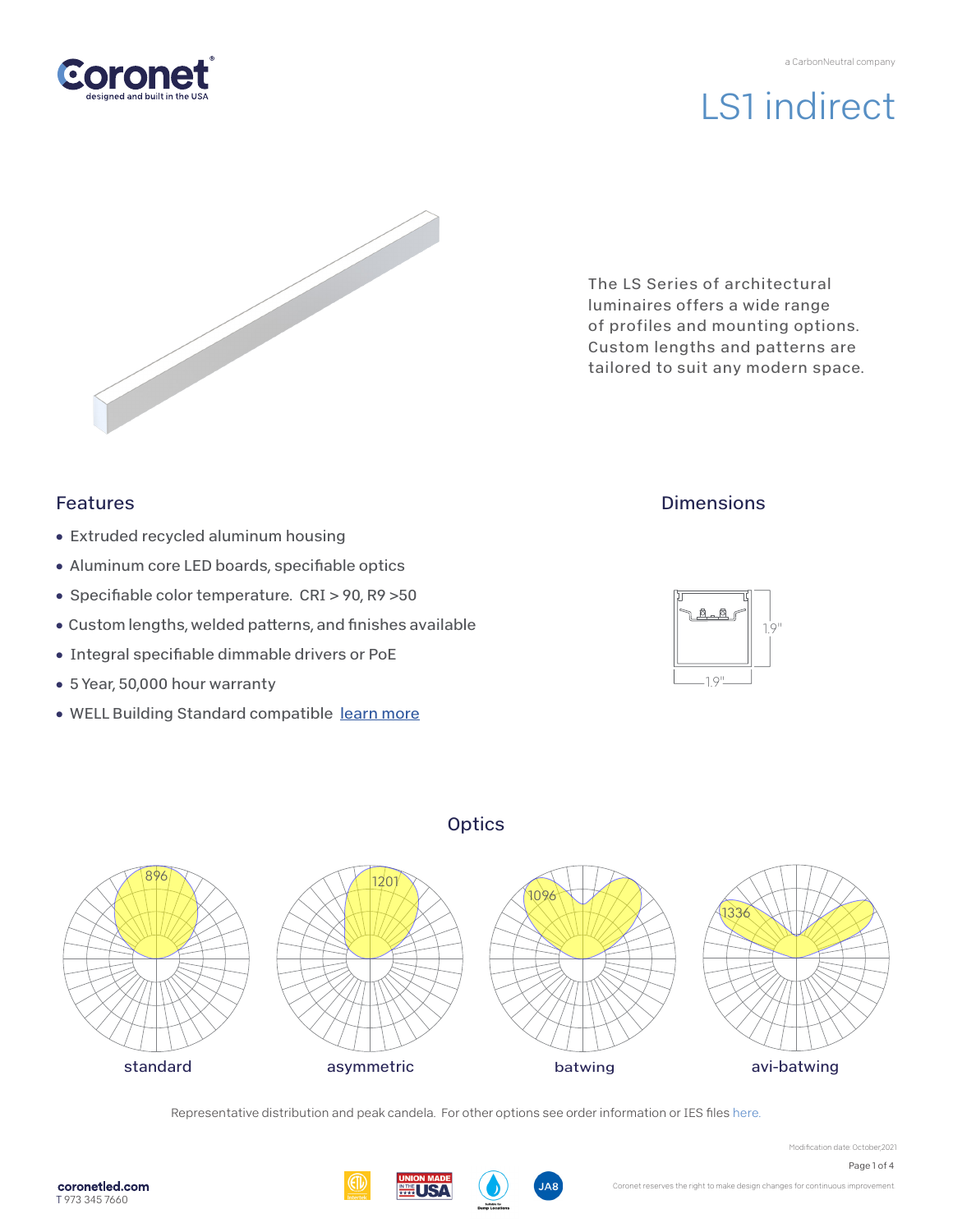# LS1 indirect

The LS Series of architectural luminaires offers a wide range of profiles and mounting options. Custom lengths and patterns are tailored to suit any modern space.

## Features

- Extruded recycled aluminum housing
- Aluminum core LED boards, specifiable optics
- Specifiable color temperature. CRI > 90, R9 >50
- Custom lengths, welded patterns, and finishes available
- Integral specifiable dimmable drivers or PoE
- 5 Year, 50,000 hour warranty
- WELL Building Standard compatible learn more

## Dimensions

1.9"

1.9"

## Optics

| standard | asymmetric | batwing | avi-batwing |
|---|---|---|---|
| 896 | 1201 | 1096 | 1336 |

Representative distribution and peak candela. For other options see order information or IES files here.

Modification date: October,2021

coronetled.com
T 973 345 7660

Coronet reserves the right to make design changes for continuous improvement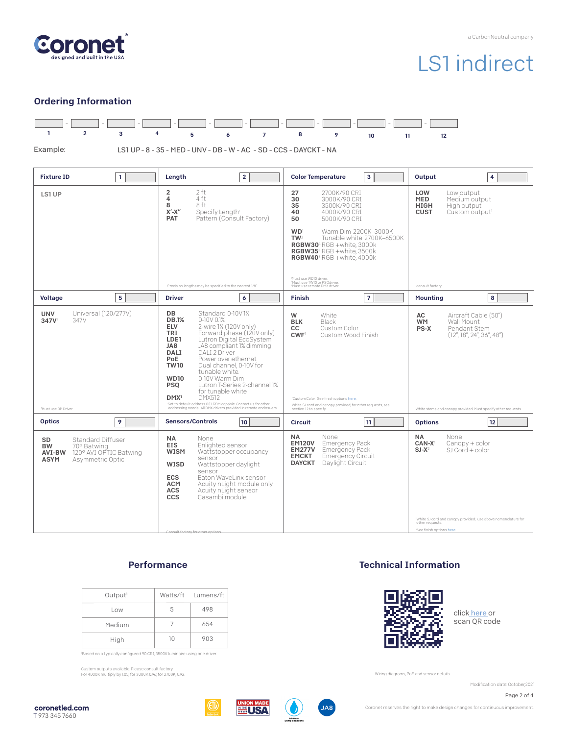Coronet
designed and built in the USA

a CarbonNeutral company

# LS1 indirect

## Ordering Information

| 1 | 2 | 3 | 4 | 5 | 6 | 7 | 8 | 9 | 10 | 11 | 12 |
|---|---|---|---|---|---|---|---|---|---|---|---|
| | | | | | | | | | | | |

Example: LS1 UP - 8 - 35 - MED - UNV - DB - W - AC - SD - CCS - DAYCKT - NA

### Fixture ID [1]

**LS1 UP**

### Length [2]

| Code | Description |
|---|---|
| **2** | 2 ft |
| **4** | 4 ft |
| **8** | 8 ft |
| **X'-X"** | Specify Length[1] |
| **PAT** | Pattern (Consult Factory) |

[1]Precision lengths may be specified to the nearest 1/8"

### Color Temperature [3]

| Code | Description |
|---|---|
| **27** | 2700K/90 CRI |
| **30** | 3000K/90 CRI |
| **35** | 3500K/90 CRI |
| **40** | 4000K/90 CRI |
| **50** | 5000K/90 CRI |
| **WD**[1] | Warm Dim 2200K–3000K |
| **TW**[2] | Tunable white 2700K–6500K |
| **RGBW30**[3] | RGB +white, 3000k |
| **RGBW35**[3] | RGB +white, 3500k |
| **RGBW40**[3] | RGB +white, 4000k |

[1]Must use WD10 driver
[2]Must use TW10 or PSQdriver
[3]Must use remote DMX driver

### Output [4]

| Code | Description |
|---|---|
| **LOW** | Low output |
| **MED** | Medium output |
| **HIGH** | High output |
| **CUST** | Custom output[1] |

[1]consult factory

### Voltage [5]

| Code | Description |
|---|---|
| **UNV** | Universal (120/277V) |
| **347V**[1] | 347V |

[1]Must use DB Driver

### Driver [6]

| Code | Description |
|---|---|
| **DB** | Standard 0-10V 1% |
| **DB.1%** | 0-10V 0.1% |
| **ELV** | 2-wire 1% (120V only) |
| **TRI** | Forward phase (120V only) |
| **LDE1** | Lutron Digital EcoSystem |
| **JA8** | JA8 compliant 1% dimming |
| **DALI** | DALI-2 Driver |
| **PoE** | Power over ethernet |
| **TW10** | Dual channel, 0-10V for tunable white |
| **WD10** | 0-10V Warm Dim |
| **PSQ** | Lutron T-Series 2-channel 1% for tunable white |
| **DMX**[1] | DMX512 |

[1]Set to default address 001. RDM capable. Contact us for other addressing needs. All DMX drivers provided in remote enclosures.

### Finish [7]

| Code | Description |
|---|---|
| **W** | White |
| **BLK** | Black |
| **CC**[1] | Custom Color |
| **CWF**[1] | Custom Wood Finish |

[1]Custom Color. See finish options here

White SJ cord and canopy provided; for other requests, see section 12 to specify

### Mounting [8]

| Code | Description |
|---|---|
| **AC** | Aircraft Cable (50") |
| **WM** | Wall Mount |
| **PS-X** | Pendant Stem (12", 18", 24", 36", 48") |

White stems and canopy provided. Must specify other requests.

### Optics [9]

| Code | Description |
|---|---|
| **SD** | Standard Diffuser |
| **BW** | 70° Batwing |
| **AVI-BW** | 120° AVI-OPTIC Batwing |
| **ASYM** | Asymmetric Optic |

### Sensors/Controls [10]

| Code | Description |
|---|---|
| **NA** | None |
| **EIS** | Enlighted sensor |
| **WISM** | Wattstopper occupancy sensor |
| **WISD** | Wattstopper daylight sensor |
| **ECS** | Eaton WaveLinx sensor |
| **ACM** | Acuity nLight module only |
| **ACS** | Acuity nLight sensor |
| **CCS** | Casambi module |

Consult factory for other options

### Circuit [11]

| Code | Description |
|---|---|
| **NA** | None |
| **EM120V** | Emergency Pack |
| **EM277V** | Emergency Pack |
| **EMCKT** | Emergency Circuit |
| **DAYCKT** | Daylight Circuit |

### Options [12]

| Code | Description |
|---|---|
| **NA** | None |
| **CAN-X**[1] | Canopy + color |
| **SJ-X**[2] | SJ Cord + color |

[1]White SJ cord and canopy provided, use above nomenclature for other requests.
[2]See finish options here.

## Performance

| Output[1] | Watts/ft | Lumens/ft |
|---|---|---|
| Low | 5 | 498 |
| Medium | 7 | 654 |
| High | 10 | 903 |

[1]Based on a typically configured 90 CRI, 3500K luminaire using one driver

Custom outputs available. Please consult factory.
For 4000K multiply by 1.05; for 3000K 0.96; for 2700K, 0.92

## Technical Information

click here or scan QR code

Wiring diagrams, PoE and sensor details

Modification date: October,2021

coronetled.com
T 973 345 7660

Coronet reserves the right to make design changes for continuous improvement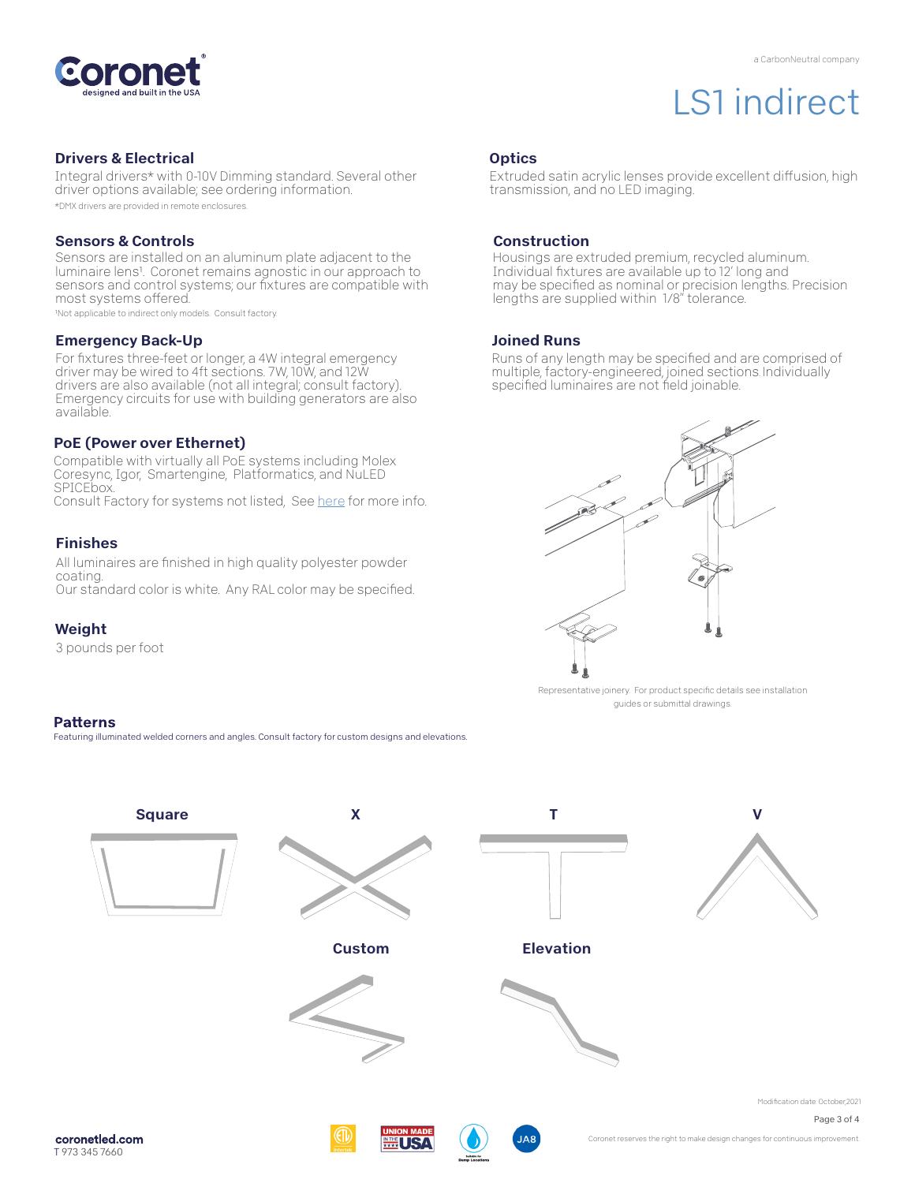# LS1 indirect

## Drivers & Electrical

Integral drivers* with 0-10V Dimming standard. Several other driver options available; see ordering information.

*DMX drivers are provided in remote enclosures.

## Sensors & Controls

Sensors are installed on an aluminum plate adjacent to the luminaire lens[1]. Coronet remains agnostic in our approach to sensors and control systems; our fixtures are compatible with most systems offered.

[1]Not applicable to indirect only models. Consult factory.

## Emergency Back-Up

For fixtures three-feet or longer, a 4W integral emergency driver may be wired to 4ft sections. 7W, 10W, and 12W drivers are also available (not all integral; consult factory). Emergency circuits for use with building generators are also available.

## PoE (Power over Ethernet)

Compatible with virtually all PoE systems including Molex Coresync, Igor, Smartengine, Platformatics, and NuLED SPICEbox.
Consult Factory for systems not listed, See here for more info.

## Finishes

All luminaires are finished in high quality polyester powder coating.
Our standard color is white. Any RAL color may be specified.

## Weight

3 pounds per foot

## Optics

Extruded satin acrylic lenses provide excellent diffusion, high transmission, and no LED imaging.

## Construction

Housings are extruded premium, recycled aluminum. Individual fixtures are available up to 12' long and may be specified as nominal or precision lengths. Precision lengths are supplied within 1/8" tolerance.

## Joined Runs

Runs of any length may be specified and are comprised of multiple, factory-engineered, joined sections. Individually specified luminaires are not field joinable.

Representative joinery. For product specific details see installation guides or submittal drawings.

## Patterns

Featuring illuminated welded corners and angles. Consult factory for custom designs and elevations.

Square

X

T

V

Custom

Elevation

Modification date: October,2021

coronetled.com
T 973 345 7660

Coronet reserves the right to make design changes for continuous improvement.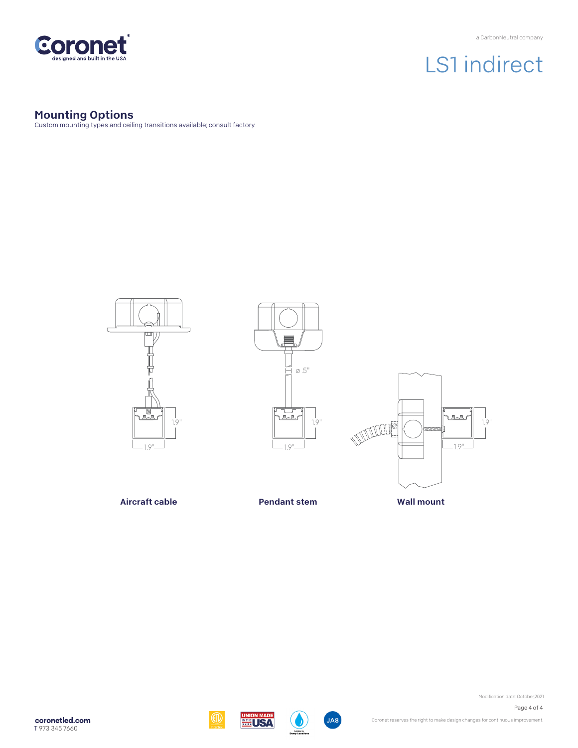# LS1 indirect

## Mounting Options

Custom mounting types and ceiling transitions available; consult factory.

ø .5"

1.9"

1.9"

1.9"

1.9"

1.9"

1.9"

**Aircraft cable**

**Pendant stem**

**Wall mount**

Modification date: October,2021

Coronet reserves the right to make design changes for continuous improvement.

**coronetled.com**
T 973 345 7660